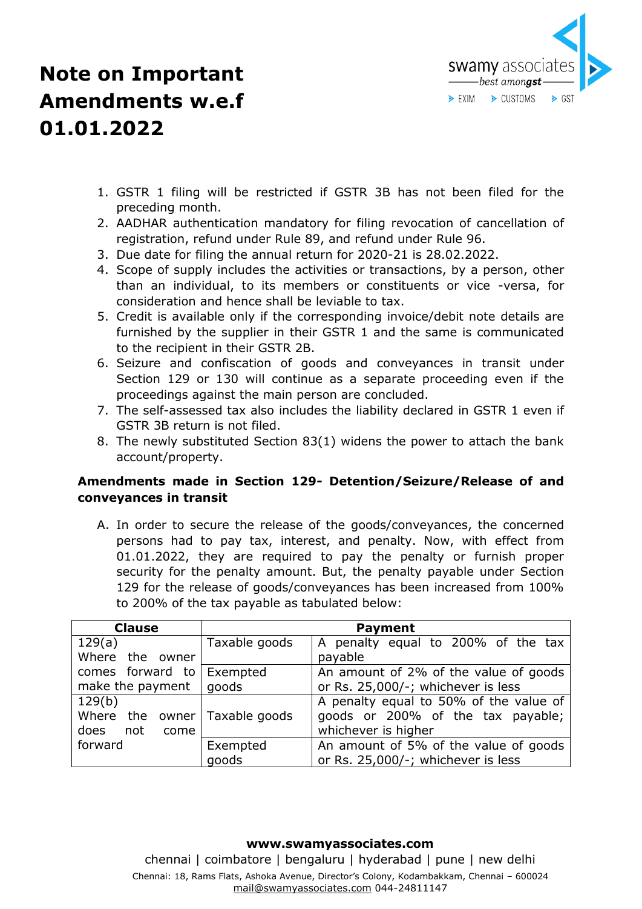# Note on Important Amendments w.e.f 01.01.2022

1. GSTR 1 filing will be restricted if GSTR 3B has not been filed for the preceding month.
2. AADHAR authentication mandatory for filing revocation of cancellation of registration, refund under Rule 89, and refund under Rule 96.
3. Due date for filing the annual return for 2020-21 is 28.02.2022.
4. Scope of supply includes the activities or transactions, by a person, other than an individual, to its members or constituents or vice -versa, for consideration and hence shall be leviable to tax.
5. Credit is available only if the corresponding invoice/debit note details are furnished by the supplier in their GSTR 1 and the same is communicated to the recipient in their GSTR 2B.
6. Seizure and confiscation of goods and conveyances in transit under Section 129 or 130 will continue as a separate proceeding even if the proceedings against the main person are concluded.
7. The self-assessed tax also includes the liability declared in GSTR 1 even if GSTR 3B return is not filed.
8. The newly substituted Section 83(1) widens the power to attach the bank account/property.

**Amendments made in Section 129- Detention/Seizure/Release of and conveyances in transit**

A. In order to secure the release of the goods/conveyances, the concerned persons had to pay tax, interest, and penalty. Now, with effect from 01.01.2022, they are required to pay the penalty or furnish proper security for the penalty amount. But, the penalty payable under Section 129 for the release of goods/conveyances has been increased from 100% to 200% of the tax payable as tabulated below:

| Clause | Payment | |
|---|---|---|
| 129(a) Where the owner comes forward to make the payment | Taxable goods | A penalty equal to 200% of the tax payable |
| | Exempted goods | An amount of 2% of the value of goods or Rs. 25,000/-; whichever is less |
| 129(b) Where the owner does not come forward | Taxable goods | A penalty equal to 50% of the value of goods or 200% of the tax payable; whichever is higher |
| | Exempted goods | An amount of 5% of the value of goods or Rs. 25,000/-; whichever is less |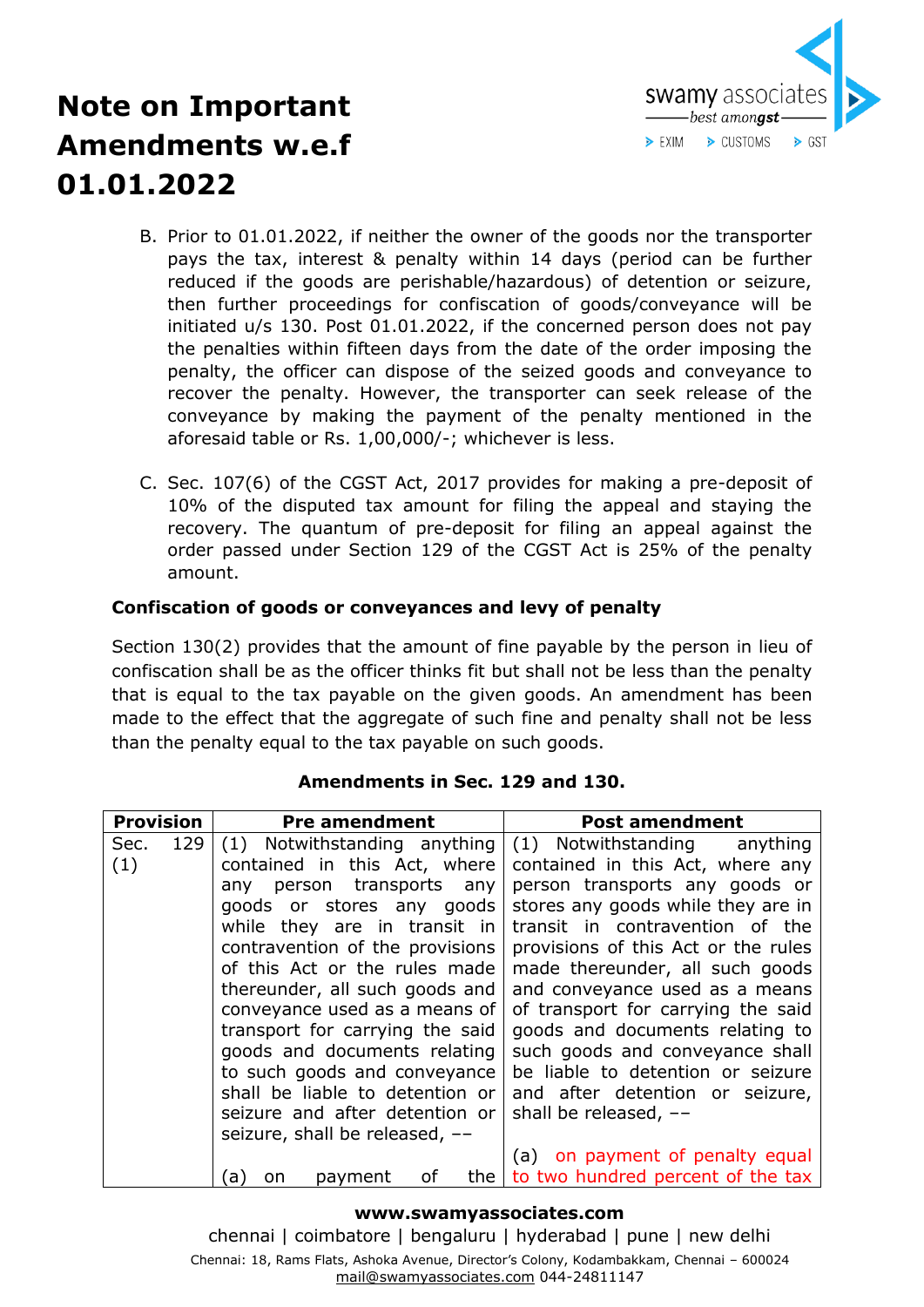B. Prior to 01.01.2022, if neither the owner of the goods nor the transporter pays the tax, interest & penalty within 14 days (period can be further reduced if the goods are perishable/hazardous) of detention or seizure, then further proceedings for confiscation of goods/conveyance will be initiated u/s 130. Post 01.01.2022, if the concerned person does not pay the penalties within fifteen days from the date of the order imposing the penalty, the officer can dispose of the seized goods and conveyance to recover the penalty. However, the transporter can seek release of the conveyance by making the payment of the penalty mentioned in the aforesaid table or Rs. 1,00,000/-; whichever is less.

C. Sec. 107(6) of the CGST Act, 2017 provides for making a pre-deposit of 10% of the disputed tax amount for filing the appeal and staying the recovery. The quantum of pre-deposit for filing an appeal against the order passed under Section 129 of the CGST Act is 25% of the penalty amount.

**Confiscation of goods or conveyances and levy of penalty**

Section 130(2) provides that the amount of fine payable by the person in lieu of confiscation shall be as the officer thinks fit but shall not be less than the penalty that is equal to the tax payable on the given goods. An amendment has been made to the effect that the aggregate of such fine and penalty shall not be less than the penalty equal to the tax payable on such goods.

**Amendments in Sec. 129 and 130.**

| Provision | Pre amendment | Post amendment |
|---|---|---|
| Sec. 129 (1) | (1) Notwithstanding anything contained in this Act, where any person transports any goods or stores any goods while they are in transit in contravention of the provisions of this Act or the rules made thereunder, all such goods and conveyance used as a means of transport for carrying the said goods and documents relating to such goods and conveyance shall be liable to detention or seizure and after detention or seizure, shall be released, –– <br><br> (a) on payment of the | (1) Notwithstanding anything contained in this Act, where any person transports any goods or stores any goods while they are in transit in contravention of the provisions of this Act or the rules made thereunder, all such goods and conveyance used as a means of transport for carrying the said goods and documents relating to such goods and conveyance shall be liable to detention or seizure and after detention or seizure, shall be released, –– <br><br> (a) on payment of penalty equal to two hundred percent of the tax |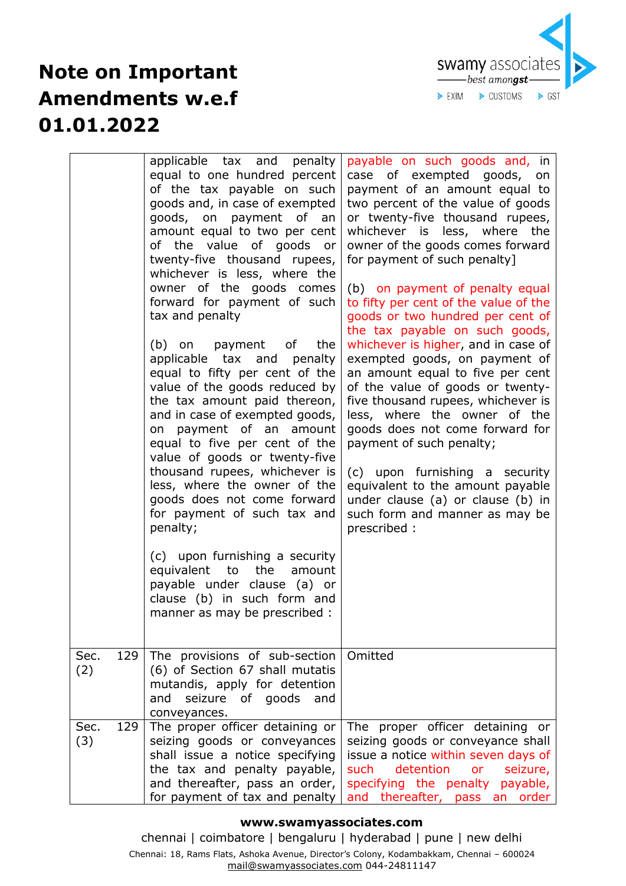# Note on Important Amendments w.e.f 01.01.2022

| | | |
|---|---|---|
| | applicable tax and penalty equal to one hundred percent of the tax payable on such goods and, in case of exempted goods, on payment of an amount equal to two per cent of the value of goods or twenty-five thousand rupees, whichever is less, where the owner of the goods comes forward for payment of such tax and penalty<br><br>(b) on payment of the applicable tax and penalty equal to fifty per cent of the value of the goods reduced by the tax amount paid thereon, and in case of exempted goods, on payment of an amount equal to five per cent of the value of goods or twenty-five thousand rupees, whichever is less, where the owner of the goods does not come forward for payment of such tax and penalty;<br><br>(c) upon furnishing a security equivalent to the amount payable under clause (a) or clause (b) in such form and manner as may be prescribed : | payable on such goods and, in case of exempted goods, on payment of an amount equal to two percent of the value of goods or twenty-five thousand rupees, whichever is less, where the owner of the goods comes forward for payment of such penalty]<br><br>(b) on payment of penalty equal to fifty per cent of the value of the goods or two hundred per cent of the tax payable on such goods, whichever is higher, and in case of exempted goods, on payment of an amount equal to five per cent of the value of goods or twenty-five thousand rupees, whichever is less, where the owner of the goods does not come forward for payment of such penalty;<br><br>(c) upon furnishing a security equivalent to the amount payable under clause (a) or clause (b) in such form and manner as may be prescribed : |
| Sec. 129 (2) | The provisions of sub-section (6) of Section 67 shall mutatis mutandis, apply for detention and seizure of goods and conveyances. | Omitted |
| Sec. 129 (3) | The proper officer detaining or seizing goods or conveyances shall issue a notice specifying the tax and penalty payable, and thereafter, pass an order, for payment of tax and penalty | The proper officer detaining or seizing goods or conveyance shall issue a notice within seven days of such detention or seizure, specifying the penalty payable, and thereafter, pass an order |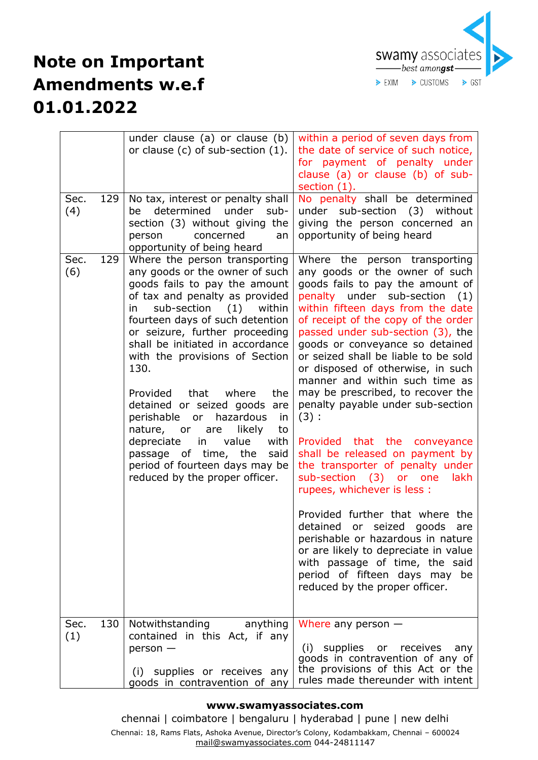# Note on Important Amendments w.e.f 01.01.2022

| | | |
|---|---|---|
| | under clause (a) or clause (b) or clause (c) of sub-section (1). | within a period of seven days from the date of service of such notice, for payment of penalty under clause (a) or clause (b) of sub-section (1). |
| Sec. 129 (4) | No tax, interest or penalty shall be determined under sub-section (3) without giving the person concerned an opportunity of being heard | No penalty shall be determined under sub-section (3) without giving the person concerned an opportunity of being heard |
| Sec. 129 (6) | Where the person transporting any goods or the owner of such goods fails to pay the amount of tax and penalty as provided in sub-section (1) within fourteen days of such detention or seizure, further proceeding shall be initiated in accordance with the provisions of Section 130.<br><br>Provided that where the detained or seized goods are perishable or hazardous in nature, or are likely to depreciate in value with passage of time, the said period of fourteen days may be reduced by the proper officer. | Where the person transporting any goods or the owner of such goods fails to pay the amount of penalty under sub-section (1) within fifteen days from the date of receipt of the copy of the order passed under sub-section (3), the goods or conveyance so detained or seized shall be liable to be sold or disposed of otherwise, in such manner and within such time as may be prescribed, to recover the penalty payable under sub-section (3) :<br><br>Provided that the conveyance shall be released on payment by the transporter of penalty under sub-section (3) or one lakh rupees, whichever is less :<br><br>Provided further that where the detained or seized goods are perishable or hazardous in nature or are likely to depreciate in value with passage of time, the said period of fifteen days may be reduced by the proper officer. |
| Sec. 130 (1) | Notwithstanding anything contained in this Act, if any person —<br><br>(i) supplies or receives any goods in contravention of any | Where any person —<br><br>(i) supplies or receives any goods in contravention of any of the provisions of this Act or the rules made thereunder with intent |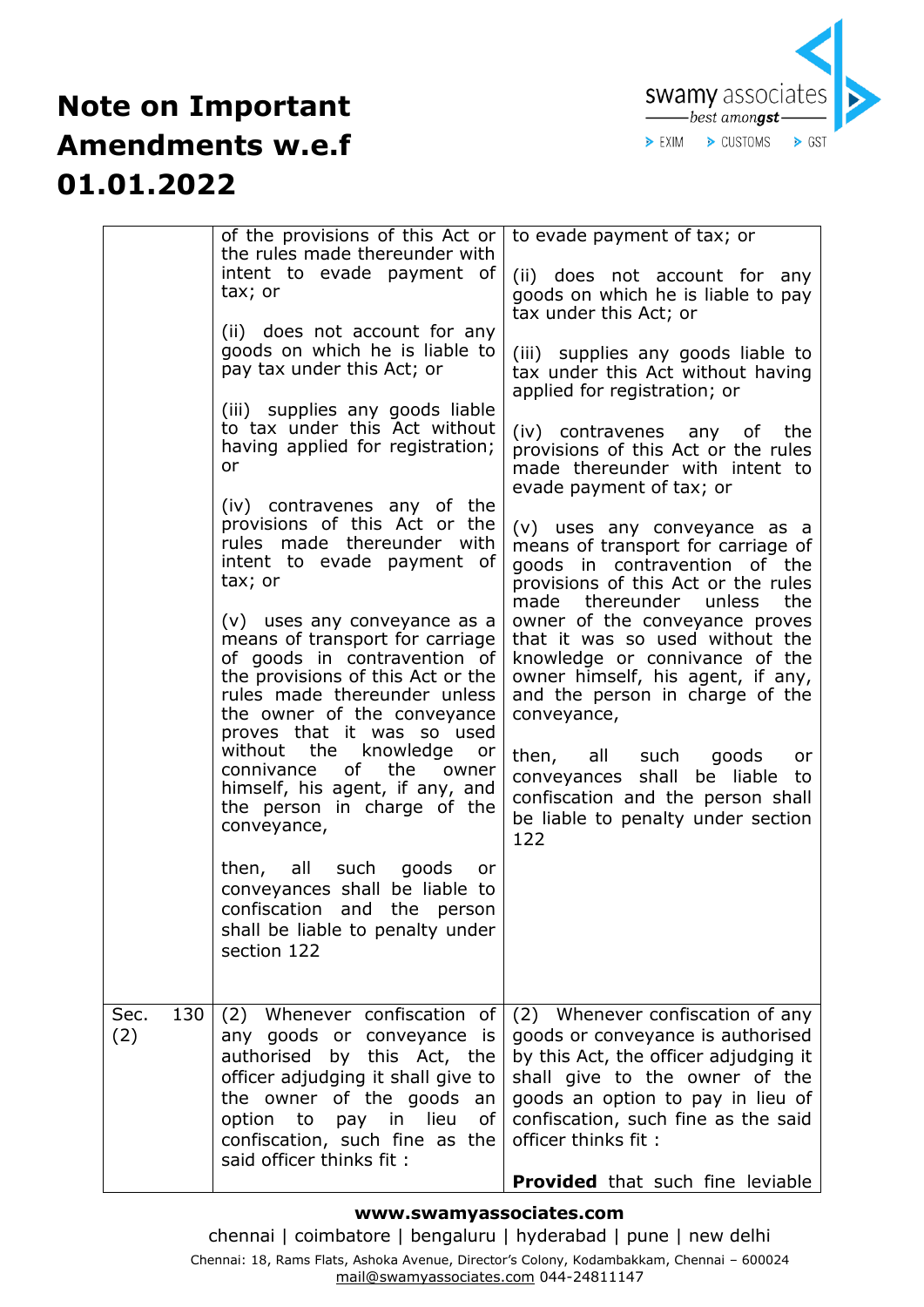# Note on Important Amendments w.e.f 01.01.2022

| | | |
|---|---|---|
| | of the provisions of this Act or the rules made thereunder with intent to evade payment of tax; or<br><br>(ii) does not account for any goods on which he is liable to pay tax under this Act; or<br><br>(iii) supplies any goods liable to tax under this Act without having applied for registration; or<br><br>(iv) contravenes any of the provisions of this Act or the rules made thereunder with intent to evade payment of tax; or<br><br>(v) uses any conveyance as a means of transport for carriage of goods in contravention of the provisions of this Act or the rules made thereunder unless the owner of the conveyance proves that it was so used without the knowledge or connivance of the owner himself, his agent, if any, and the person in charge of the conveyance,<br><br>then, all such goods or conveyances shall be liable to confiscation and the person shall be liable to penalty under section 122 | to evade payment of tax; or<br><br>(ii) does not account for any goods on which he is liable to pay tax under this Act; or<br><br>(iii) supplies any goods liable to tax under this Act without having applied for registration; or<br><br>(iv) contravenes any of the provisions of this Act or the rules made thereunder with intent to evade payment of tax; or<br><br>(v) uses any conveyance as a means of transport for carriage of goods in contravention of the provisions of this Act or the rules made thereunder unless the owner of the conveyance proves that it was so used without the knowledge or connivance of the owner himself, his agent, if any, and the person in charge of the conveyance,<br><br>then, all such goods or conveyances shall be liable to confiscation and the person shall be liable to penalty under section 122 |
| Sec. 130 (2) | (2) Whenever confiscation of any goods or conveyance is authorised by this Act, the officer adjudging it shall give to the owner of the goods an option to pay in lieu of confiscation, such fine as the said officer thinks fit : | (2) Whenever confiscation of any goods or conveyance is authorised by this Act, the officer adjudging it shall give to the owner of the goods an option to pay in lieu of confiscation, such fine as the said officer thinks fit :<br><br>**Provided** that such fine leviable |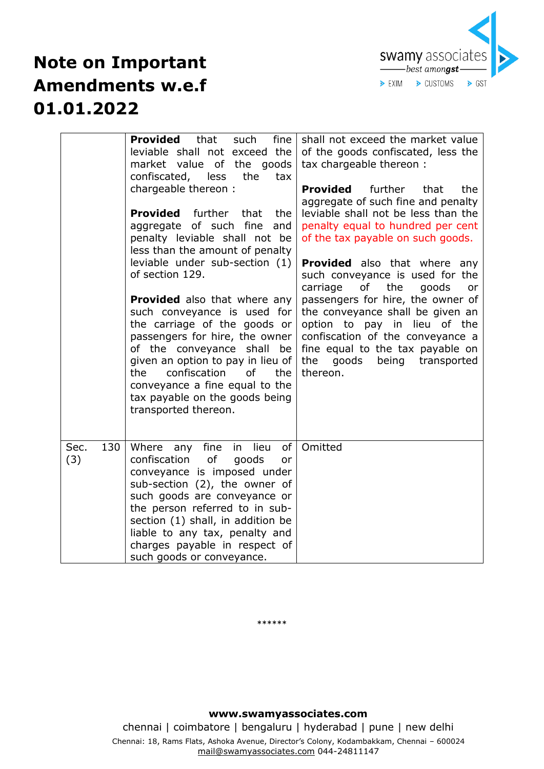| | | |
|---|---|---|
| | **Provided** that such fine leviable shall not exceed the market value of the goods confiscated, less the tax chargeable thereon :<br><br>**Provided** further that the aggregate of such fine and penalty leviable shall not be less than the amount of penalty leviable under sub-section (1) of section 129.<br><br>**Provided** also that where any such conveyance is used for the carriage of the goods or passengers for hire, the owner of the conveyance shall be given an option to pay in lieu of the confiscation of the conveyance a fine equal to the tax payable on the goods being transported thereon. | shall not exceed the market value of the goods confiscated, less the tax chargeable thereon :<br><br>**Provided** further that the aggregate of such fine and penalty leviable shall not be less than the penalty equal to hundred per cent of the tax payable on such goods.<br><br>**Provided** also that where any such conveyance is used for the carriage of the goods or passengers for hire, the owner of the conveyance shall be given an option to pay in lieu of the confiscation of the conveyance a fine equal to the tax payable on the goods being transported thereon. |
| Sec. 130 (3) | Where any fine in lieu of confiscation of goods or conveyance is imposed under sub-section (2), the owner of such goods are conveyance or the person referred to in sub-section (1) shall, in addition be liable to any tax, penalty and charges payable in respect of such goods or conveyance. | Omitted |

******

**www.swamyassociates.com**

chennai | coimbatore | bengaluru | hyderabad | pune | new delhi

Chennai: 18, Rams Flats, Ashoka Avenue, Director's Colony, Kodambakkam, Chennai – 600024
mail@swamyassociates.com 044-24811147